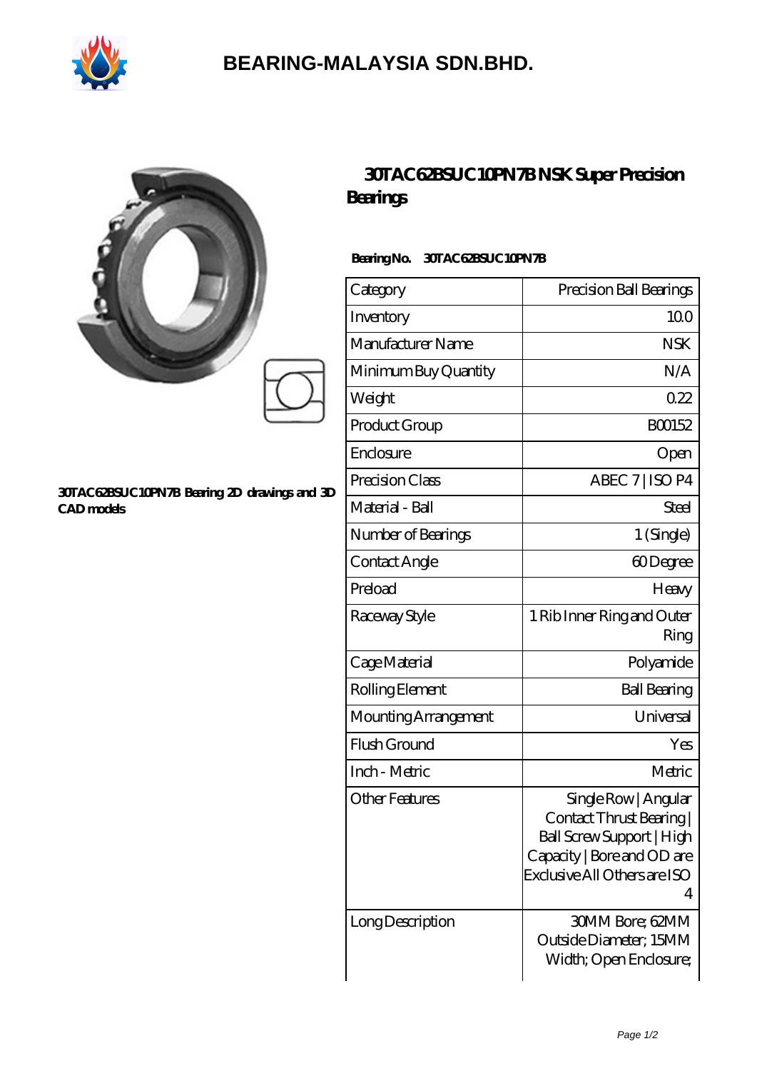# BEARING-MALAYSIA SDN.BHD.

30TAC62BSUC10PN7B Bearing 2D drawings and 3D CAD models

## 30TAC62BSUC10PN7B NSK Super Precision Bearings

**Bearing No. 30TAC62BSUC10PN7B**

| Category | Precision Ball Bearings |
|---|---|
| Inventory | 10.0 |
| Manufacturer Name | NSK |
| Minimum Buy Quantity | N/A |
| Weight | 0.22 |
| Product Group | B00152 |
| Enclosure | Open |
| Precision Class | ABEC 7 \| ISO P4 |
| Material - Ball | Steel |
| Number of Bearings | 1 (Single) |
| Contact Angle | 60 Degree |
| Preload | Heavy |
| Raceway Style | 1 Rib Inner Ring and Outer Ring |
| Cage Material | Polyamide |
| Rolling Element | Ball Bearing |
| Mounting Arrangement | Universal |
| Flush Ground | Yes |
| Inch - Metric | Metric |
| Other Features | Single Row \| Angular Contact Thrust Bearing \| Ball Screw Support \| High Capacity \| Bore and OD are Exclusive All Others are ISO 4 |
| Long Description | 30MM Bore; 62MM Outside Diameter; 15MM Width; Open Enclosure; |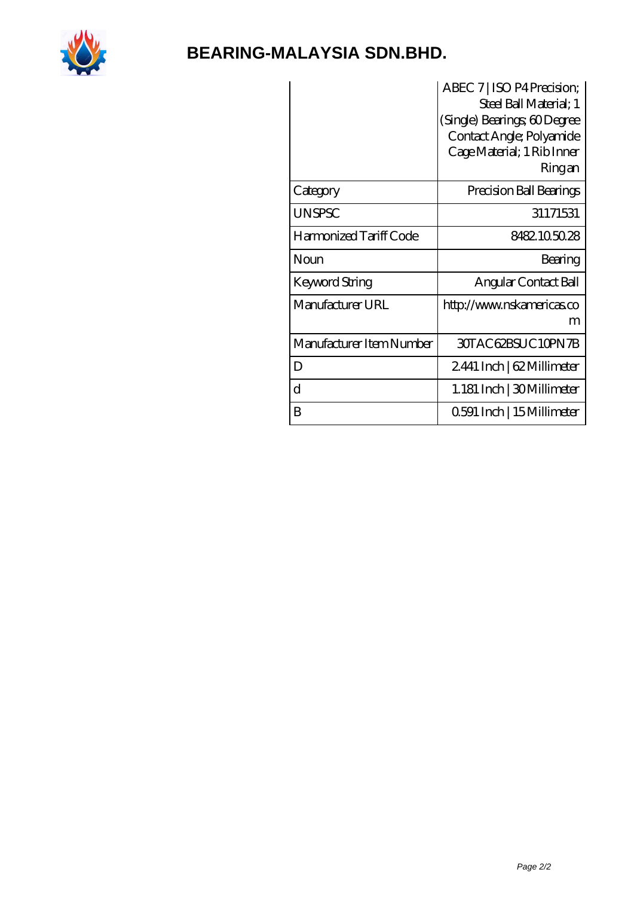| | |
|---|---|
| | ABEC 7 \| ISO P4 Precision; Steel Ball Material; 1 (Single) Bearings; 60 Degree Contact Angle; Polyamide Cage Material; 1 Rib Inner Ring an |
| Category | Precision Ball Bearings |
| UNSPSC | 31171531 |
| Harmonized Tariff Code | 8482.10.50.28 |
| Noun | Bearing |
| Keyword String | Angular Contact Ball |
| Manufacturer URL | http://www.nskamericas.com |
| Manufacturer Item Number | 30TAC62BSUC10PN7B |
| D | 2.441 Inch \| 62 Millimeter |
| d | 1.181 Inch \| 30 Millimeter |
| B | 0.591 Inch \| 15 Millimeter |